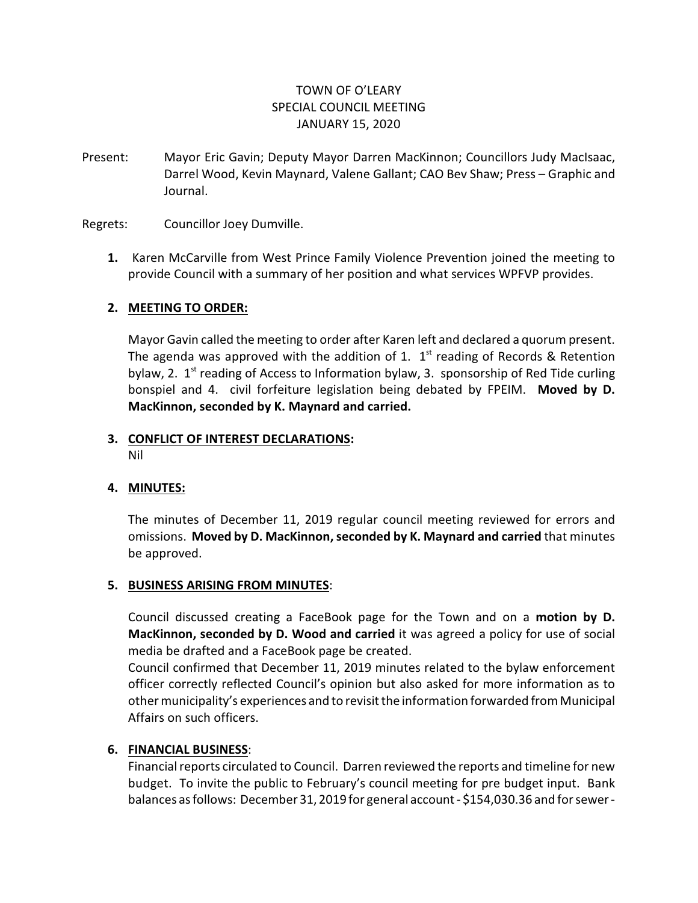TOWN OF O'LEARY
SPECIAL COUNCIL MEETING
JANUARY 15, 2020

Present: Mayor Eric Gavin; Deputy Mayor Darren MacKinnon; Councillors Judy MacIsaac, Darrel Wood, Kevin Maynard, Valene Gallant; CAO Bev Shaw; Press – Graphic and Journal.

Regrets: Councillor Joey Dumville.

1. Karen McCarville from West Prince Family Violence Prevention joined the meeting to provide Council with a summary of her position and what services WPFVP provides.

2. **MEETING TO ORDER:**

   Mayor Gavin called the meeting to order after Karen left and declared a quorum present. The agenda was approved with the addition of 1. 1st reading of Records & Retention bylaw, 2. 1st reading of Access to Information bylaw, 3. sponsorship of Red Tide curling bonspiel and 4. civil forfeiture legislation being debated by FPEIM. **Moved by D. MacKinnon, seconded by K. Maynard and carried.**

3. **CONFLICT OF INTEREST DECLARATIONS:**
   Nil

4. **MINUTES:**

   The minutes of December 11, 2019 regular council meeting reviewed for errors and omissions. **Moved by D. MacKinnon, seconded by K. Maynard and carried** that minutes be approved.

5. **BUSINESS ARISING FROM MINUTES**:

   Council discussed creating a FaceBook page for the Town and on a **motion by D. MacKinnon, seconded by D. Wood and carried** it was agreed a policy for use of social media be drafted and a FaceBook page be created.
   Council confirmed that December 11, 2019 minutes related to the bylaw enforcement officer correctly reflected Council's opinion but also asked for more information as to other municipality's experiences and to revisit the information forwarded from Municipal Affairs on such officers.

6. **FINANCIAL BUSINESS**:
   Financial reports circulated to Council. Darren reviewed the reports and timeline for new budget. To invite the public to February's council meeting for pre budget input. Bank balances as follows: December 31, 2019 for general account - $154,030.36 and for sewer -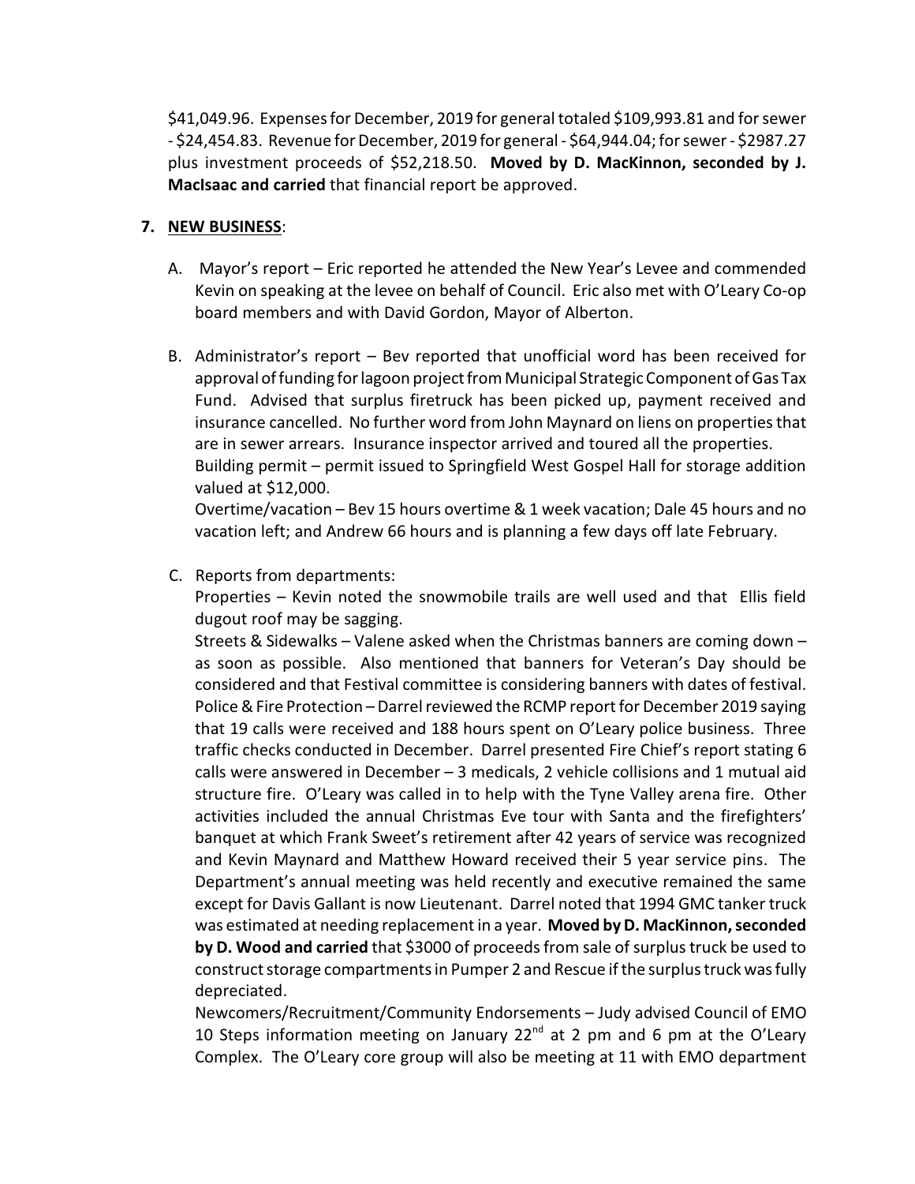$41,049.96. Expenses for December, 2019 for general totaled $109,993.81 and for sewer - $24,454.83. Revenue for December, 2019 for general - $64,944.04; for sewer - $2987.27 plus investment proceeds of $52,218.50. **Moved by D. MacKinnon, seconded by J. MacIsaac and carried** that financial report be approved.

**7. NEW BUSINESS**:

A. Mayor's report – Eric reported he attended the New Year's Levee and commended Kevin on speaking at the levee on behalf of Council. Eric also met with O'Leary Co-op board members and with David Gordon, Mayor of Alberton.

B. Administrator's report – Bev reported that unofficial word has been received for approval of funding for lagoon project from Municipal Strategic Component of Gas Tax Fund. Advised that surplus firetruck has been picked up, payment received and insurance cancelled. No further word from John Maynard on liens on properties that are in sewer arrears. Insurance inspector arrived and toured all the properties.
Building permit – permit issued to Springfield West Gospel Hall for storage addition valued at $12,000.
Overtime/vacation – Bev 15 hours overtime & 1 week vacation; Dale 45 hours and no vacation left; and Andrew 66 hours and is planning a few days off late February.

C. Reports from departments:
Properties – Kevin noted the snowmobile trails are well used and that Ellis field dugout roof may be sagging.
Streets & Sidewalks – Valene asked when the Christmas banners are coming down – as soon as possible. Also mentioned that banners for Veteran's Day should be considered and that Festival committee is considering banners with dates of festival.
Police & Fire Protection – Darrel reviewed the RCMP report for December 2019 saying that 19 calls were received and 188 hours spent on O'Leary police business. Three traffic checks conducted in December. Darrel presented Fire Chief's report stating 6 calls were answered in December – 3 medicals, 2 vehicle collisions and 1 mutual aid structure fire. O'Leary was called in to help with the Tyne Valley arena fire. Other activities included the annual Christmas Eve tour with Santa and the firefighters' banquet at which Frank Sweet's retirement after 42 years of service was recognized and Kevin Maynard and Matthew Howard received their 5 year service pins. The Department's annual meeting was held recently and executive remained the same except for Davis Gallant is now Lieutenant. Darrel noted that 1994 GMC tanker truck was estimated at needing replacement in a year. **Moved by D. MacKinnon, seconded by D. Wood and carried** that $3000 of proceeds from sale of surplus truck be used to construct storage compartments in Pumper 2 and Rescue if the surplus truck was fully depreciated.
Newcomers/Recruitment/Community Endorsements – Judy advised Council of EMO 10 Steps information meeting on January 22nd at 2 pm and 6 pm at the O'Leary Complex. The O'Leary core group will also be meeting at 11 with EMO department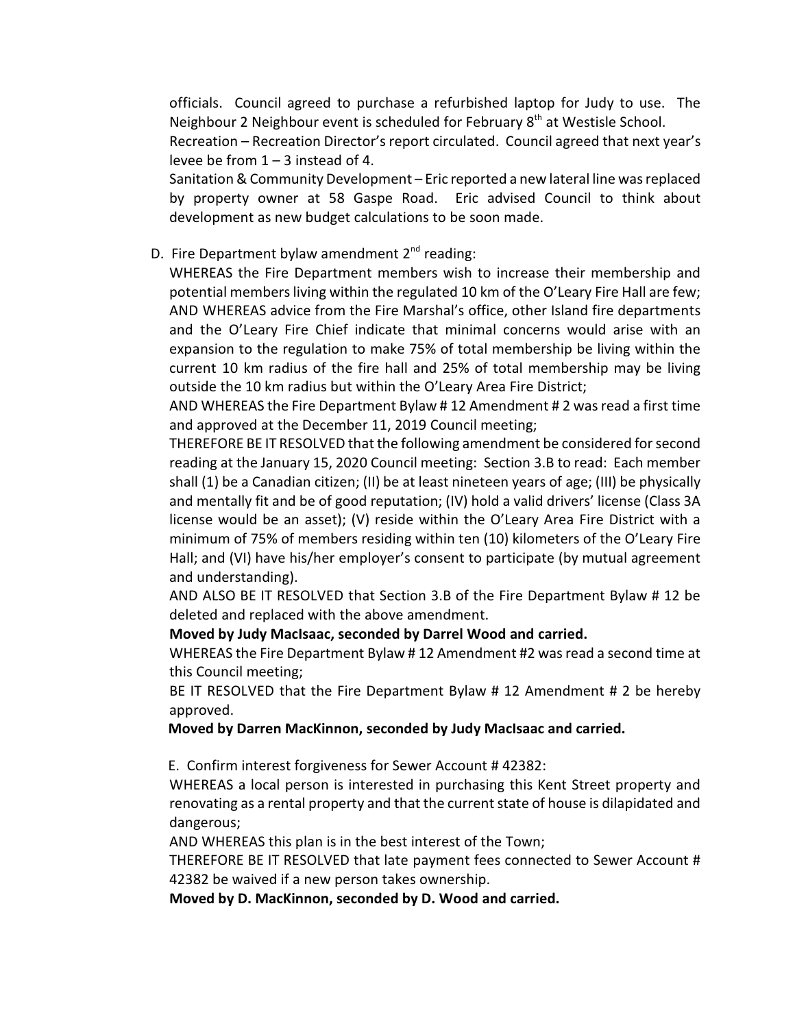officials. Council agreed to purchase a refurbished laptop for Judy to use. The Neighbour 2 Neighbour event is scheduled for February 8th at Westisle School.

Recreation – Recreation Director's report circulated. Council agreed that next year's levee be from 1 – 3 instead of 4.

Sanitation & Community Development – Eric reported a new lateral line was replaced by property owner at 58 Gaspe Road. Eric advised Council to think about development as new budget calculations to be soon made.

D. Fire Department bylaw amendment 2nd reading:

WHEREAS the Fire Department members wish to increase their membership and potential members living within the regulated 10 km of the O'Leary Fire Hall are few;

AND WHEREAS advice from the Fire Marshal's office, other Island fire departments and the O'Leary Fire Chief indicate that minimal concerns would arise with an expansion to the regulation to make 75% of total membership be living within the current 10 km radius of the fire hall and 25% of total membership may be living outside the 10 km radius but within the O'Leary Area Fire District;

AND WHEREAS the Fire Department Bylaw # 12 Amendment # 2 was read a first time and approved at the December 11, 2019 Council meeting;

THEREFORE BE IT RESOLVED that the following amendment be considered for second reading at the January 15, 2020 Council meeting: Section 3.B to read: Each member shall (1) be a Canadian citizen; (II) be at least nineteen years of age; (III) be physically and mentally fit and be of good reputation; (IV) hold a valid drivers' license (Class 3A license would be an asset); (V) reside within the O'Leary Area Fire District with a minimum of 75% of members residing within ten (10) kilometers of the O'Leary Fire Hall; and (VI) have his/her employer's consent to participate (by mutual agreement and understanding).

AND ALSO BE IT RESOLVED that Section 3.B of the Fire Department Bylaw # 12 be deleted and replaced with the above amendment.

**Moved by Judy MacIsaac, seconded by Darrel Wood and carried.**

WHEREAS the Fire Department Bylaw # 12 Amendment #2 was read a second time at this Council meeting;

BE IT RESOLVED that the Fire Department Bylaw # 12 Amendment # 2 be hereby approved.

**Moved by Darren MacKinnon, seconded by Judy MacIsaac and carried.**

E. Confirm interest forgiveness for Sewer Account # 42382:

WHEREAS a local person is interested in purchasing this Kent Street property and renovating as a rental property and that the current state of house is dilapidated and dangerous;

AND WHEREAS this plan is in the best interest of the Town;

THEREFORE BE IT RESOLVED that late payment fees connected to Sewer Account # 42382 be waived if a new person takes ownership.

**Moved by D. MacKinnon, seconded by D. Wood and carried.**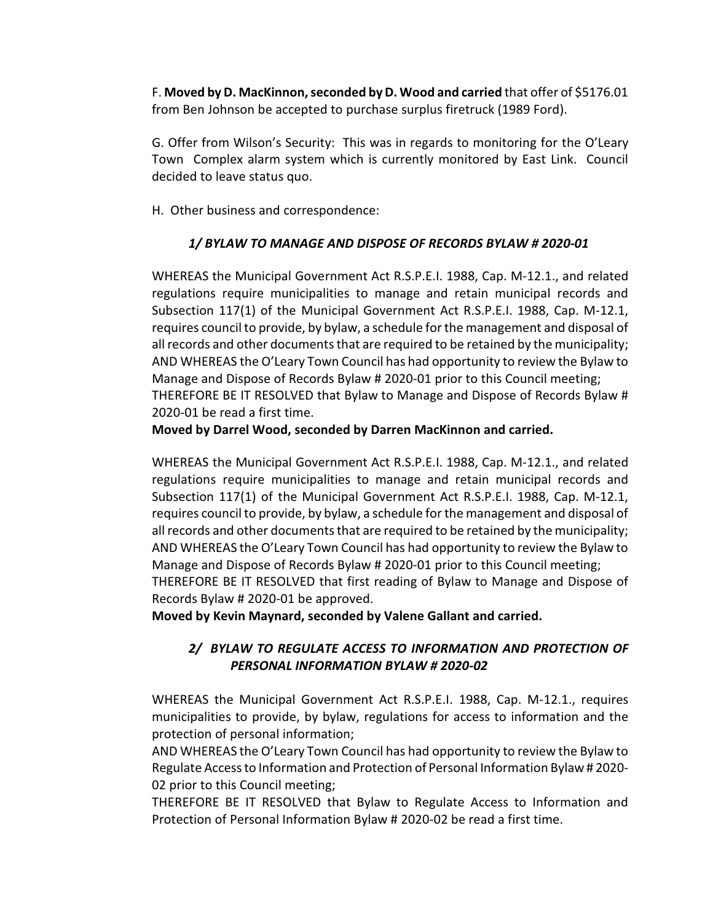F. **Moved by D. MacKinnon, seconded by D. Wood and carried** that offer of $5176.01 from Ben Johnson be accepted to purchase surplus firetruck (1989 Ford).

G. Offer from Wilson's Security: This was in regards to monitoring for the O'Leary Town Complex alarm system which is currently monitored by East Link. Council decided to leave status quo.

H. Other business and correspondence:

***1/ BYLAW TO MANAGE AND DISPOSE OF RECORDS BYLAW # 2020-01***

WHEREAS the Municipal Government Act R.S.P.E.I. 1988, Cap. M-12.1., and related regulations require municipalities to manage and retain municipal records and Subsection 117(1) of the Municipal Government Act R.S.P.E.I. 1988, Cap. M-12.1, requires council to provide, by bylaw, a schedule for the management and disposal of all records and other documents that are required to be retained by the municipality;
AND WHEREAS the O'Leary Town Council has had opportunity to review the Bylaw to Manage and Dispose of Records Bylaw # 2020-01 prior to this Council meeting;
THEREFORE BE IT RESOLVED that Bylaw to Manage and Dispose of Records Bylaw # 2020-01 be read a first time.
**Moved by Darrel Wood, seconded by Darren MacKinnon and carried.**

WHEREAS the Municipal Government Act R.S.P.E.I. 1988, Cap. M-12.1., and related regulations require municipalities to manage and retain municipal records and Subsection 117(1) of the Municipal Government Act R.S.P.E.I. 1988, Cap. M-12.1, requires council to provide, by bylaw, a schedule for the management and disposal of all records and other documents that are required to be retained by the municipality;
AND WHEREAS the O'Leary Town Council has had opportunity to review the Bylaw to Manage and Dispose of Records Bylaw # 2020-01 prior to this Council meeting;
THEREFORE BE IT RESOLVED that first reading of Bylaw to Manage and Dispose of Records Bylaw # 2020-01 be approved.
**Moved by Kevin Maynard, seconded by Valene Gallant and carried.**

***2/ BYLAW TO REGULATE ACCESS TO INFORMATION AND PROTECTION OF PERSONAL INFORMATION BYLAW # 2020-02***

WHEREAS the Municipal Government Act R.S.P.E.I. 1988, Cap. M-12.1., requires municipalities to provide, by bylaw, regulations for access to information and the protection of personal information;
AND WHEREAS the O'Leary Town Council has had opportunity to review the Bylaw to Regulate Access to Information and Protection of Personal Information Bylaw # 2020-02 prior to this Council meeting;
THEREFORE BE IT RESOLVED that Bylaw to Regulate Access to Information and Protection of Personal Information Bylaw # 2020-02 be read a first time.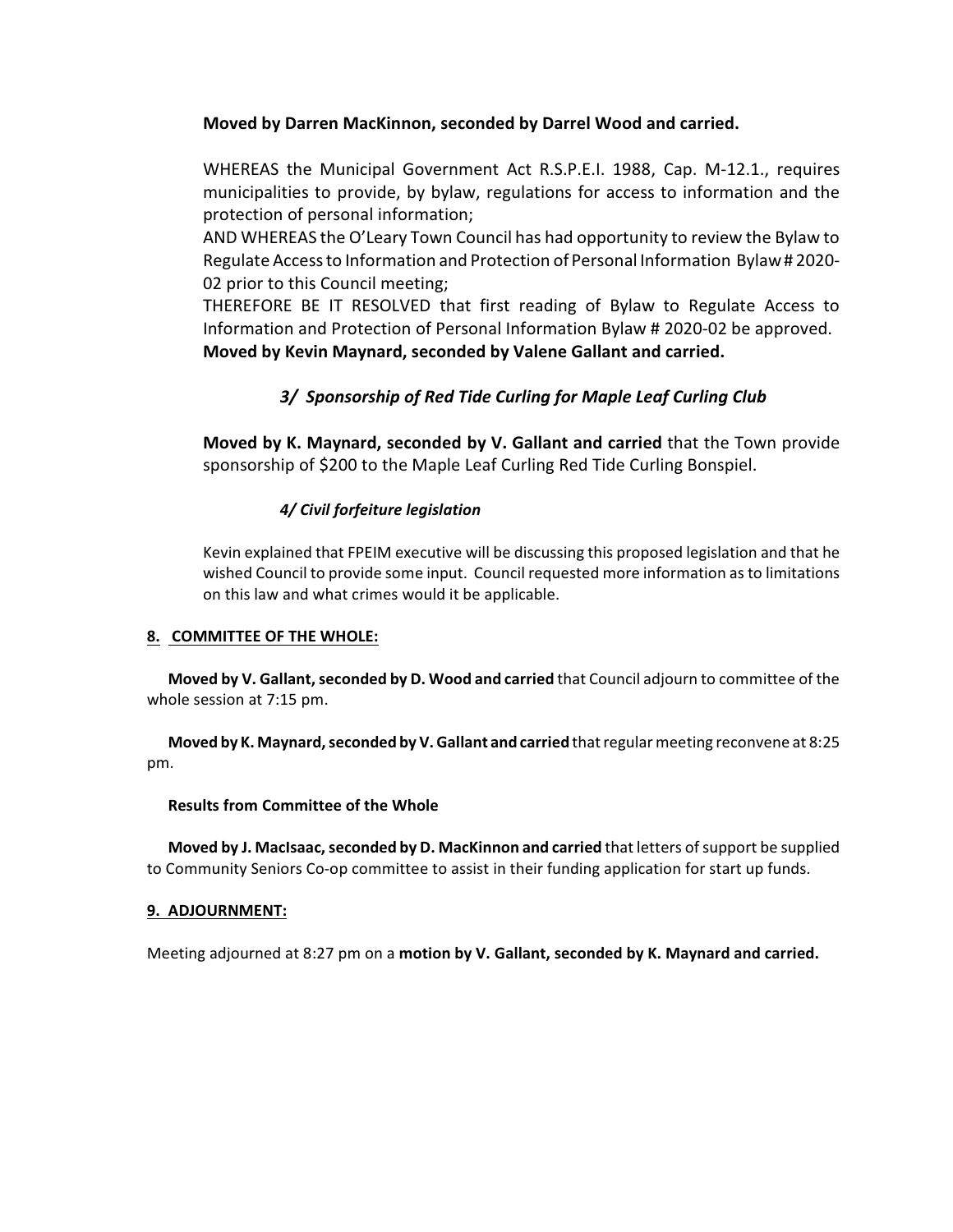**Moved by Darren MacKinnon, seconded by Darrel Wood and carried.**

WHEREAS the Municipal Government Act R.S.P.E.I. 1988, Cap. M-12.1., requires municipalities to provide, by bylaw, regulations for access to information and the protection of personal information;

AND WHEREAS the O'Leary Town Council has had opportunity to review the Bylaw to Regulate Access to Information and Protection of Personal Information Bylaw # 2020-02 prior to this Council meeting;

THEREFORE BE IT RESOLVED that first reading of Bylaw to Regulate Access to Information and Protection of Personal Information Bylaw # 2020-02 be approved.

**Moved by Kevin Maynard, seconded by Valene Gallant and carried.**

### *3/ Sponsorship of Red Tide Curling for Maple Leaf Curling Club*

**Moved by K. Maynard, seconded by V. Gallant and carried** that the Town provide sponsorship of $200 to the Maple Leaf Curling Red Tide Curling Bonspiel.

### *4/ Civil forfeiture legislation*

Kevin explained that FPEIM executive will be discussing this proposed legislation and that he wished Council to provide some input. Council requested more information as to limitations on this law and what crimes would it be applicable.

## 8. COMMITTEE OF THE WHOLE:

**Moved by V. Gallant, seconded by D. Wood and carried** that Council adjourn to committee of the whole session at 7:15 pm.

**Moved by K. Maynard, seconded by V. Gallant and carried** that regular meeting reconvene at 8:25 pm.

**Results from Committee of the Whole**

**Moved by J. MacIsaac, seconded by D. MacKinnon and carried** that letters of support be supplied to Community Seniors Co-op committee to assist in their funding application for start up funds.

## 9. ADJOURNMENT:

Meeting adjourned at 8:27 pm on a **motion by V. Gallant, seconded by K. Maynard and carried.**